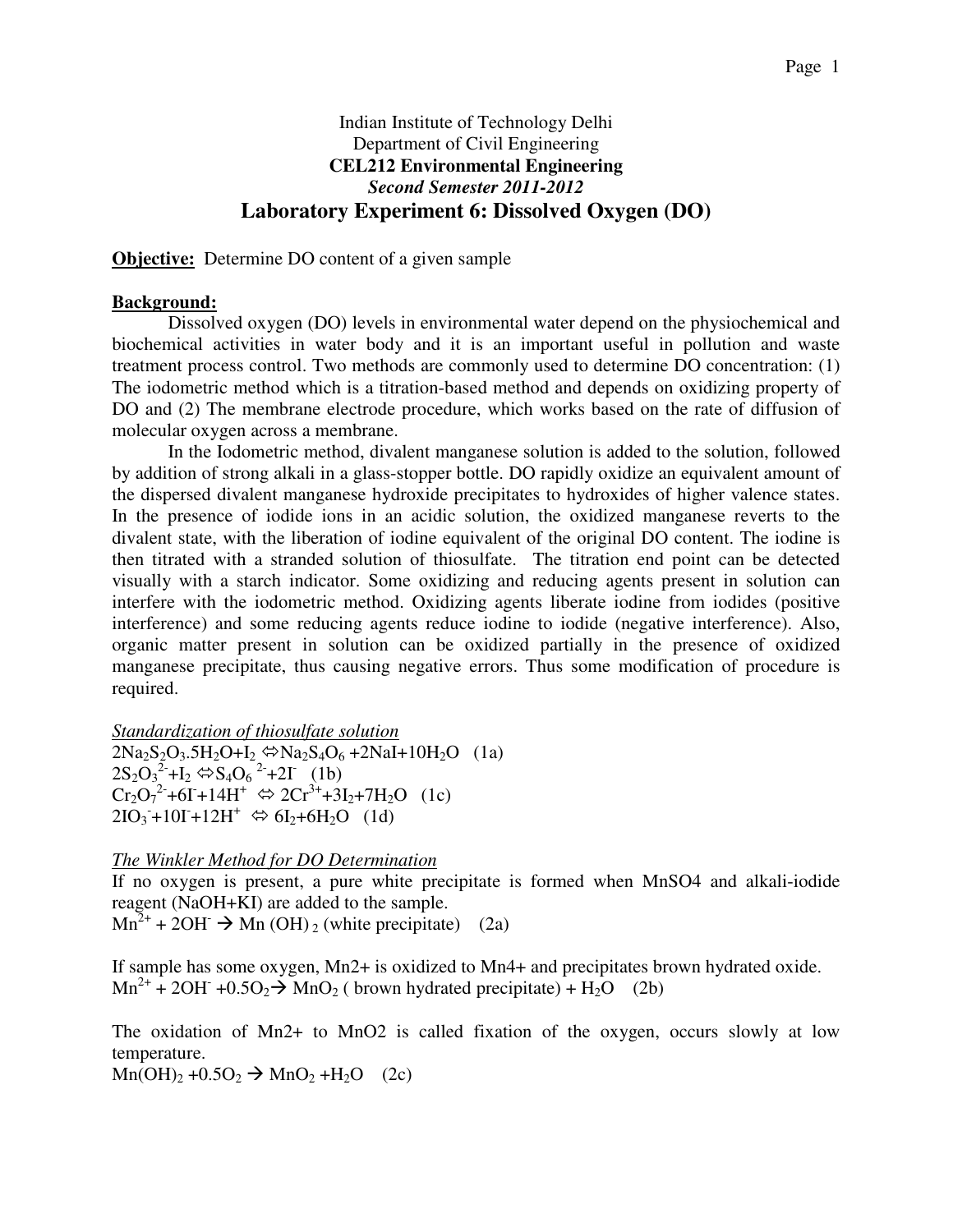Indian Institute of Technology Delhi

Department of Civil Engineering

**CEL212 Environmental Engineering**

***Second Semester 2011-2012***

# Laboratory Experiment 6: Dissolved Oxygen (DO)

**Objective:** Determine DO content of a given sample

**Background:**

Dissolved oxygen (DO) levels in environmental water depend on the physiochemical and biochemical activities in water body and it is an important useful in pollution and waste treatment process control. Two methods are commonly used to determine DO concentration: (1) The iodometric method which is a titration-based method and depends on oxidizing property of DO and (2) The membrane electrode procedure, which works based on the rate of diffusion of molecular oxygen across a membrane.

In the Iodometric method, divalent manganese solution is added to the solution, followed by addition of strong alkali in a glass-stopper bottle. DO rapidly oxidize an equivalent amount of the dispersed divalent manganese hydroxide precipitates to hydroxides of higher valence states. In the presence of iodide ions in an acidic solution, the oxidized manganese reverts to the divalent state, with the liberation of iodine equivalent of the original DO content. The iodine is then titrated with a stranded solution of thiosulfate. The titration end point can be detected visually with a starch indicator. Some oxidizing and reducing agents present in solution can interfere with the iodometric method. Oxidizing agents liberate iodine from iodides (positive interference) and some reducing agents reduce iodine to iodide (negative interference). Also, organic matter present in solution can be oxidized partially in the presence of oxidized manganese precipitate, thus causing negative errors. Thus some modification of procedure is required.

*Standardization of thiosulfate solution*

$2Na_2S_2O_3.5H_2O+I_2 \Leftrightarrow Na_2S_4O_6 +2NaI+10H_2O$ (1a)

$2S_2O_3^{2-}+I_2 \Leftrightarrow S_4O_6^{2-}+2I^-$ (1b)

$Cr_2O_7^{2-}+6I^-+14H^+ \Leftrightarrow 2Cr^{3+}+3I_2+7H_2O$ (1c)

$2IO_3^-+10I^-+12H^+ \Leftrightarrow 6I_2+6H_2O$ (1d)

*The Winkler Method for DO Determination*

If no oxygen is present, a pure white precipitate is formed when MnSO4 and alkali-iodide reagent (NaOH+KI) are added to the sample.

$Mn^{2+} + 2OH^- \rightarrow Mn(OH)_2$ (white precipitate) (2a)

If sample has some oxygen, Mn2+ is oxidized to Mn4+ and precipitates brown hydrated oxide.

$Mn^{2+} + 2OH^- +0.5O_2 \rightarrow MnO_2$ ( brown hydrated precipitate) + $H_2O$ (2b)

The oxidation of Mn2+ to MnO2 is called fixation of the oxygen, occurs slowly at low temperature.

$Mn(OH)_2 +0.5O_2 \rightarrow MnO_2 +H_2O$ (2c)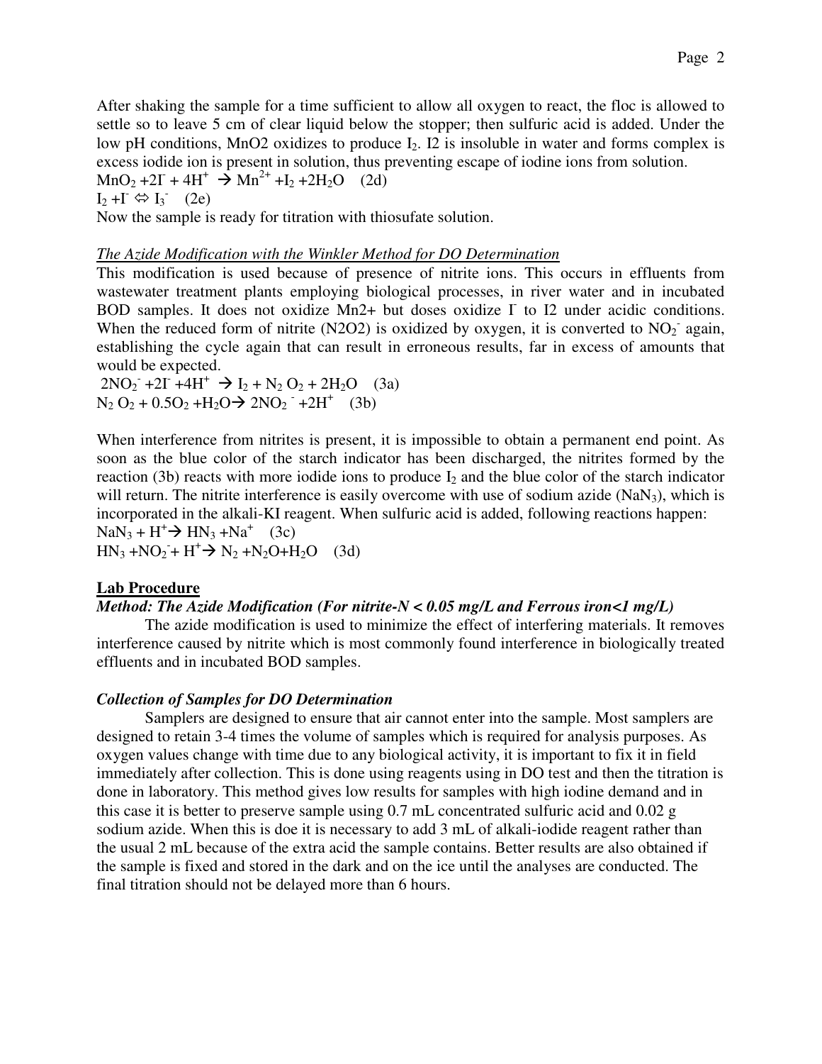After shaking the sample for a time sufficient to allow all oxygen to react, the floc is allowed to settle so to leave 5 cm of clear liquid below the stopper; then sulfuric acid is added. Under the low pH conditions, MnO2 oxidizes to produce $I_2$. I2 is insoluble in water and forms complex is excess iodide ion is present in solution, thus preventing escape of iodine ions from solution.

$MnO_2 + 2I^- + 4H^+ \rightarrow Mn^{2+} + I_2 + 2H_2O$ (2d)

$I_2 + I^- \Leftrightarrow I_3^-$ (2e)

Now the sample is ready for titration with thiosufate solution.

*The Azide Modification with the Winkler Method for DO Determination*

This modification is used because of presence of nitrite ions. This occurs in effluents from wastewater treatment plants employing biological processes, in river water and in incubated BOD samples. It does not oxidize Mn2+ but doses oxidize $I^-$ to I2 under acidic conditions. When the reduced form of nitrite (N2O2) is oxidized by oxygen, it is converted to $NO_2^-$ again, establishing the cycle again that can result in erroneous results, far in excess of amounts that would be expected.

$2NO_2^- + 2I^- + 4H^+ \rightarrow I_2 + N_2O_2 + 2H_2O$ (3a)

$N_2O_2 + 0.5O_2 + H_2O \rightarrow 2NO_2^- + 2H^+$ (3b)

When interference from nitrites is present, it is impossible to obtain a permanent end point. As soon as the blue color of the starch indicator has been discharged, the nitrites formed by the reaction (3b) reacts with more iodide ions to produce $I_2$ and the blue color of the starch indicator will return. The nitrite interference is easily overcome with use of sodium azide ($NaN_3$), which is incorporated in the alkali-KI reagent. When sulfuric acid is added, following reactions happen:

$NaN_3 + H^+ \rightarrow HN_3 + Na^+$ (3c)

$HN_3 + NO_2^- + H^+ \rightarrow N_2 + N_2O + H_2O$ (3d)

**Lab Procedure**

***Method: The Azide Modification (For nitrite-N < 0.05 mg/L and Ferrous iron<1 mg/L)***

The azide modification is used to minimize the effect of interfering materials. It removes interference caused by nitrite which is most commonly found interference in biologically treated effluents and in incubated BOD samples.

***Collection of Samples for DO Determination***

Samplers are designed to ensure that air cannot enter into the sample. Most samplers are designed to retain 3-4 times the volume of samples which is required for analysis purposes. As oxygen values change with time due to any biological activity, it is important to fix it in field immediately after collection. This is done using reagents using in DO test and then the titration is done in laboratory. This method gives low results for samples with high iodine demand and in this case it is better to preserve sample using 0.7 mL concentrated sulfuric acid and 0.02 g sodium azide. When this is doe it is necessary to add 3 mL of alkali-iodide reagent rather than the usual 2 mL because of the extra acid the sample contains. Better results are also obtained if the sample is fixed and stored in the dark and on the ice until the analyses are conducted. The final titration should not be delayed more than 6 hours.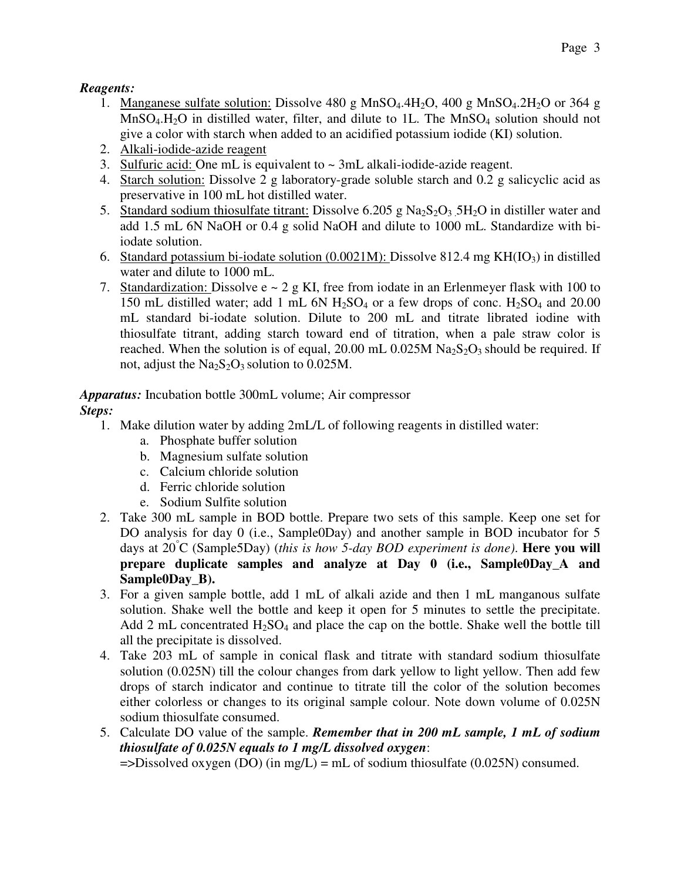***Reagents:***

1. Manganese sulfate solution: Dissolve 480 g $MnSO_4.4H_2O$, 400 g $MnSO_4.2H_2O$ or 364 g $MnSO_4.H_2O$ in distilled water, filter, and dilute to 1L. The $MnSO_4$ solution should not give a color with starch when added to an acidified potassium iodide (KI) solution.
2. Alkali-iodide-azide reagent
3. Sulfuric acid: One mL is equivalent to ~ 3mL alkali-iodide-azide reagent.
4. Starch solution: Dissolve 2 g laboratory-grade soluble starch and 0.2 g salicyclic acid as preservative in 100 mL hot distilled water.
5. Standard sodium thiosulfate titrant: Dissolve 6.205 g $Na_2S_2O_3.5H_2O$ in distiller water and add 1.5 mL 6N NaOH or 0.4 g solid NaOH and dilute to 1000 mL. Standardize with bi-iodate solution.
6. Standard potassium bi-iodate solution (0.0021M): Dissolve 812.4 mg $KH(IO_3)$ in distilled water and dilute to 1000 mL.
7. Standardization: Dissolve e ~ 2 g KI, free from iodate in an Erlenmeyer flask with 100 to 150 mL distilled water; add 1 mL 6N $H_2SO_4$ or a few drops of conc. $H_2SO_4$ and 20.00 mL standard bi-iodate solution. Dilute to 200 mL and titrate librated iodine with thiosulfate titrant, adding starch toward end of titration, when a pale straw color is reached. When the solution is of equal, 20.00 mL 0.025M $Na_2S_2O_3$ should be required. If not, adjust the $Na_2S_2O_3$ solution to 0.025M.

***Apparatus:*** Incubation bottle 300mL volume; Air compressor

***Steps:***

1. Make dilution water by adding 2mL/L of following reagents in distilled water:
   a. Phosphate buffer solution
   b. Magnesium sulfate solution
   c. Calcium chloride solution
   d. Ferric chloride solution
   e. Sodium Sulfite solution
2. Take 300 mL sample in BOD bottle. Prepare two sets of this sample. Keep one set for DO analysis for day 0 (i.e., Sample0Day) and another sample in BOD incubator for 5 days at 20°C (Sample5Day) (*this is how 5-day BOD experiment is done).* **Here you will prepare duplicate samples and analyze at Day 0 (i.e., Sample0Day_A and Sample0Day_B).**
3. For a given sample bottle, add 1 mL of alkali azide and then 1 mL manganous sulfate solution. Shake well the bottle and keep it open for 5 minutes to settle the precipitate. Add 2 mL concentrated $H_2SO_4$ and place the cap on the bottle. Shake well the bottle till all the precipitate is dissolved.
4. Take 203 mL of sample in conical flask and titrate with standard sodium thiosulfate solution (0.025N) till the colour changes from dark yellow to light yellow. Then add few drops of starch indicator and continue to titrate till the color of the solution becomes either colorless or changes to its original sample colour. Note down volume of 0.025N sodium thiosulfate consumed.
5. Calculate DO value of the sample. ***Remember that in 200 mL sample, 1 mL of sodium thiosulfate of 0.025N equals to 1 mg/L dissolved oxygen***:
   =>Dissolved oxygen (DO) (in mg/L) = mL of sodium thiosulfate (0.025N) consumed.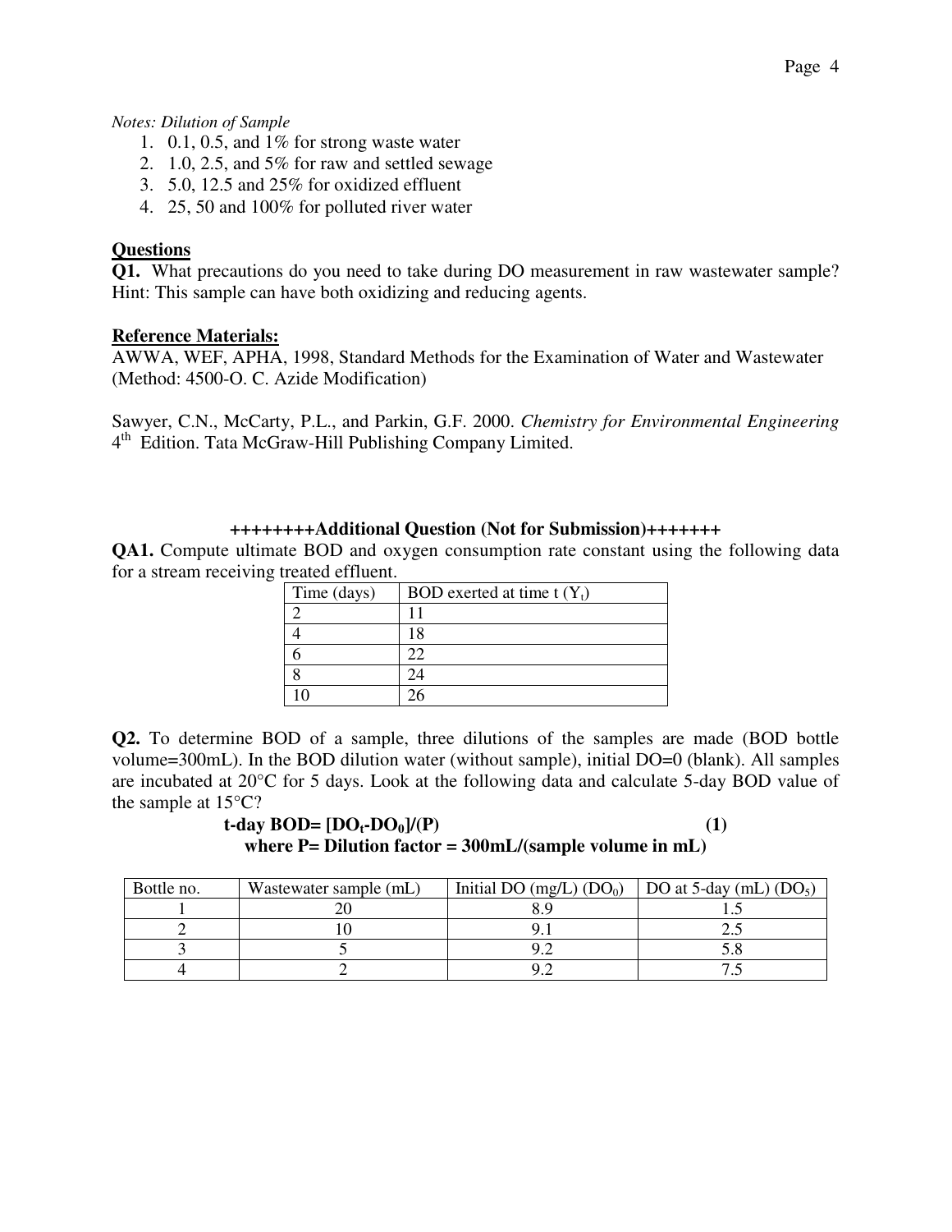*Notes: Dilution of Sample*

1. 0.1, 0.5, and 1% for strong waste water
2. 1.0, 2.5, and 5% for raw and settled sewage
3. 5.0, 12.5 and 25% for oxidized effluent
4. 25, 50 and 100% for polluted river water

## Questions

**Q1.** What precautions do you need to take during DO measurement in raw wastewater sample? Hint: This sample can have both oxidizing and reducing agents.

## Reference Materials:

AWWA, WEF, APHA, 1998, Standard Methods for the Examination of Water and Wastewater (Method: 4500-O. C. Azide Modification)

Sawyer, C.N., McCarty, P.L., and Parkin, G.F. 2000. *Chemistry for Environmental Engineering* 4th Edition. Tata McGraw-Hill Publishing Company Limited.

**++++++++Additional Question (Not for Submission)+++++++**

**QA1.** Compute ultimate BOD and oxygen consumption rate constant using the following data for a stream receiving treated effluent.

| Time (days) | BOD exerted at time t ($Y_t$) |
|---|---|
| 2 | 11 |
| 4 | 18 |
| 6 | 22 |
| 8 | 24 |
| 10 | 26 |

**Q2.** To determine BOD of a sample, three dilutions of the samples are made (BOD bottle volume=300mL). In the BOD dilution water (without sample), initial DO=0 (blank). All samples are incubated at 20°C for 5 days. Look at the following data and calculate 5-day BOD value of the sample at 15°C?

$$\textbf{t-day BOD} = [DO_t - DO_0]/(P) \quad \textbf{(1)}$$

**where P= Dilution factor = 300mL/(sample volume in mL)**

| Bottle no. | Wastewater sample (mL) | Initial DO (mg/L) ($DO_0$) | DO at 5-day (mL) ($DO_5$) |
|---|---|---|---|
| 1 | 20 | 8.9 | 1.5 |
| 2 | 10 | 9.1 | 2.5 |
| 3 | 5 | 9.2 | 5.8 |
| 4 | 2 | 9.2 | 7.5 |